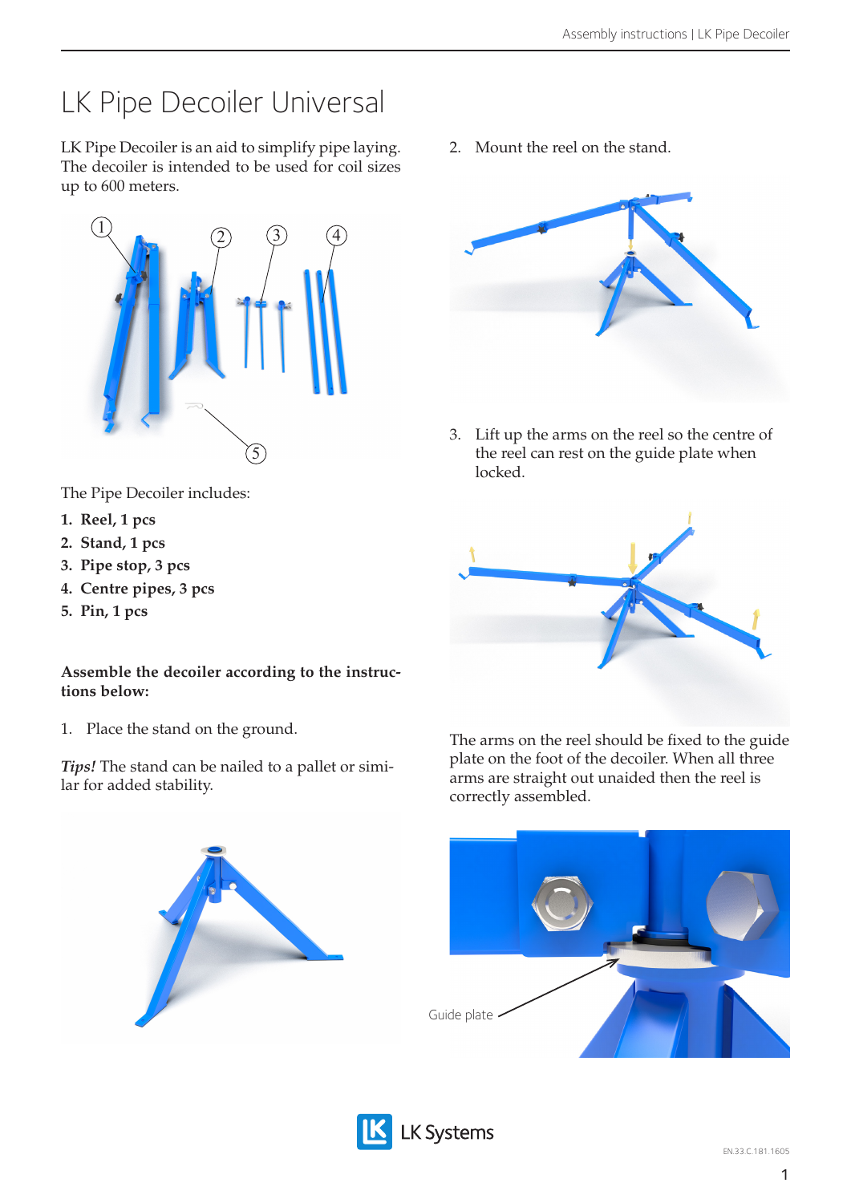# LK Pipe Decoiler Universal

LK Pipe Decoiler is an aid to simplify pipe laying. The decoiler is intended to be used for coil sizes up to 600 meters.

The Pipe Decoiler includes:

1. **Reel, 1 pcs**
2. **Stand, 1 pcs**
3. **Pipe stop, 3 pcs**
4. **Centre pipes, 3 pcs**
5. **Pin, 1 pcs**

**Assemble the decoiler according to the instructions below:**

1. Place the stand on the ground.

*Tips!* The stand can be nailed to a pallet or similar for added stability.

2. Mount the reel on the stand.

3. Lift up the arms on the reel so the centre of the reel can rest on the guide plate when locked.

The arms on the reel should be fixed to the guide plate on the foot of the decoiler. When all three arms are straight out unaided then the reel is correctly assembled.

Guide plate

EN.33.C.181.1605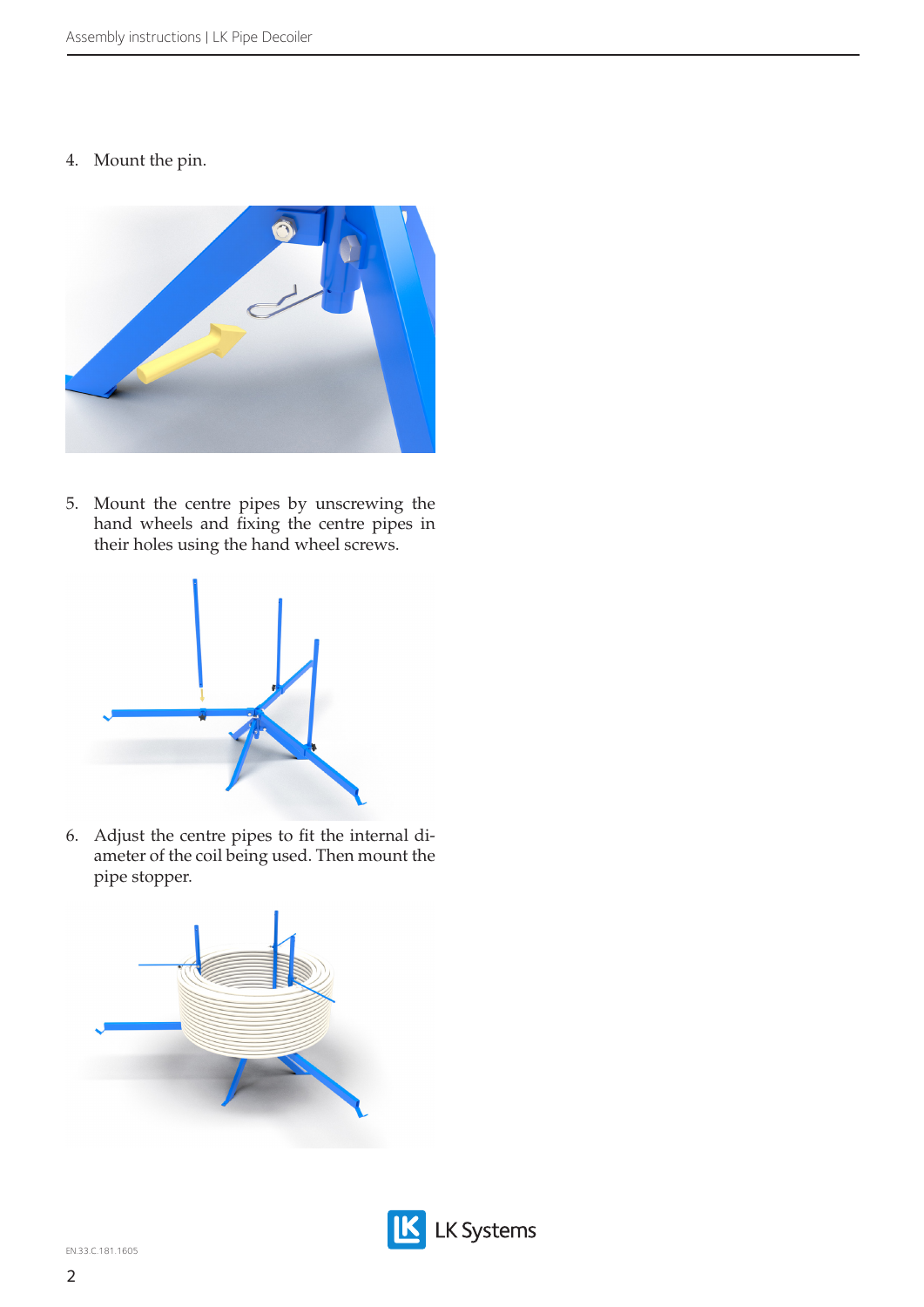4. Mount the pin.

5. Mount the centre pipes by unscrewing the hand wheels and fixing the centre pipes in their holes using the hand wheel screws.

6. Adjust the centre pipes to fit the internal diameter of the coil being used. Then mount the pipe stopper.

LK Systems

EN.33.C.181.1605